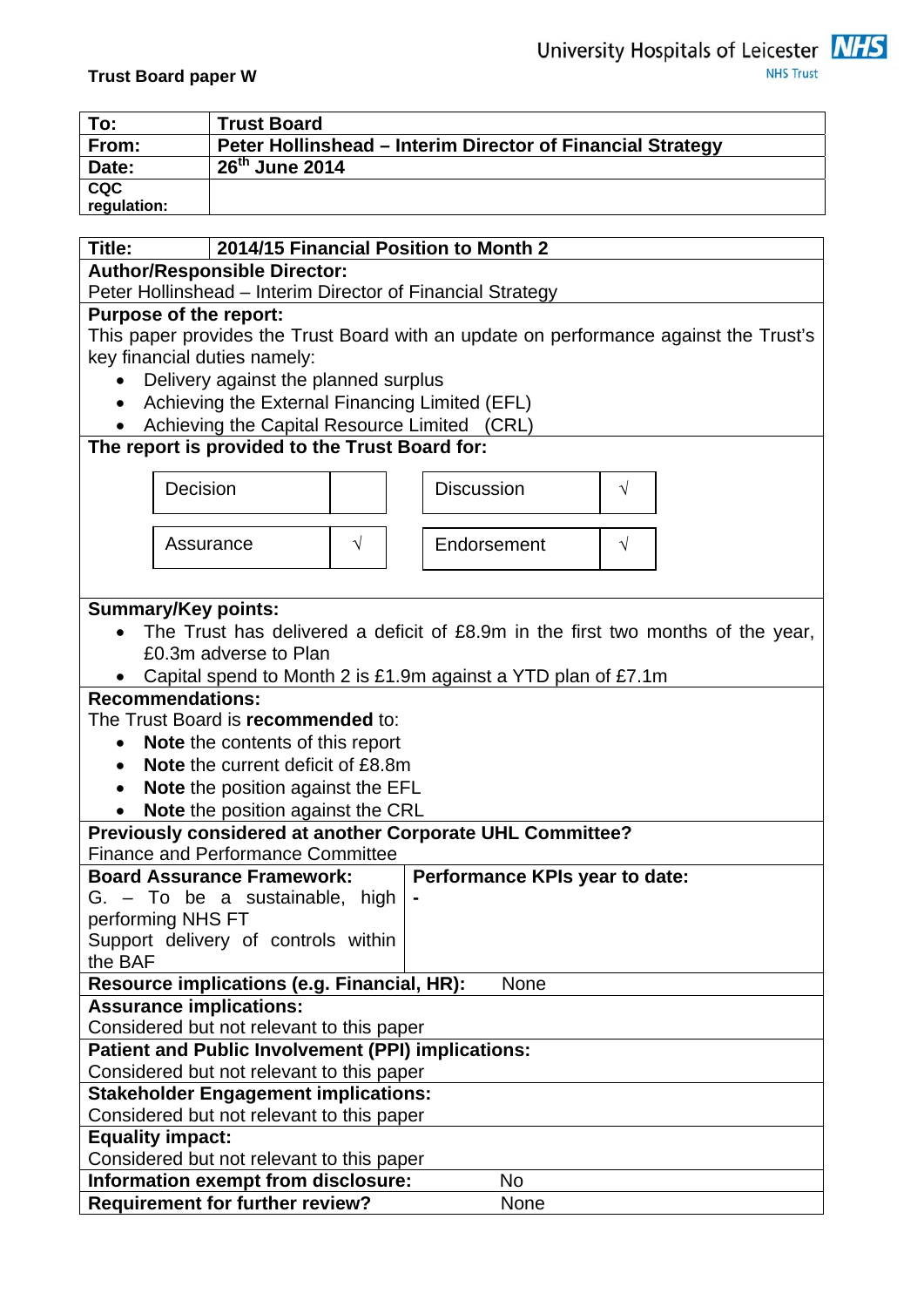**Trust Board paper W**

University Hospitals of Leicester NHS Trust

| To: | Trust Board |
|---|---|
| From: | Peter Hollinshead – Interim Director of Financial Strategy |
| Date: | 26th June 2014 |
| CQC regulation: | |

| Title: | 2014/15 Financial Position to Month 2 |
|---|---|

**Author/Responsible Director:**
Peter Hollinshead – Interim Director of Financial Strategy

**Purpose of the report:**
This paper provides the Trust Board with an update on performance against the Trust's key financial duties namely:

- Delivery against the planned surplus
- Achieving the External Financing Limited (EFL)
- Achieving the Capital Resource Limited (CRL)

**The report is provided to the Trust Board for:**

| Decision | | Discussion | √ |
|---|---|---|---|
| Assurance | √ | Endorsement | √ |

**Summary/Key points:**

- The Trust has delivered a deficit of £8.9m in the first two months of the year, £0.3m adverse to Plan
- Capital spend to Month 2 is £1.9m against a YTD plan of £7.1m

**Recommendations:**
The Trust Board is **recommended** to:

- **Note** the contents of this report
- **Note** the current deficit of £8.8m
- **Note** the position against the EFL
- **Note** the position against the CRL

**Previously considered at another Corporate UHL Committee?**
Finance and Performance Committee

| Board Assurance Framework: | Performance KPIs year to date: |
|---|---|
| G. – To be a sustainable, high performing NHS FT<br>Support delivery of controls within the BAF | - |

**Resource implications (e.g. Financial, HR):** None

**Assurance implications:**
Considered but not relevant to this paper

**Patient and Public Involvement (PPI) implications:**
Considered but not relevant to this paper

**Stakeholder Engagement implications:**
Considered but not relevant to this paper

**Equality impact:**
Considered but not relevant to this paper

**Information exempt from disclosure:** No

**Requirement for further review?** None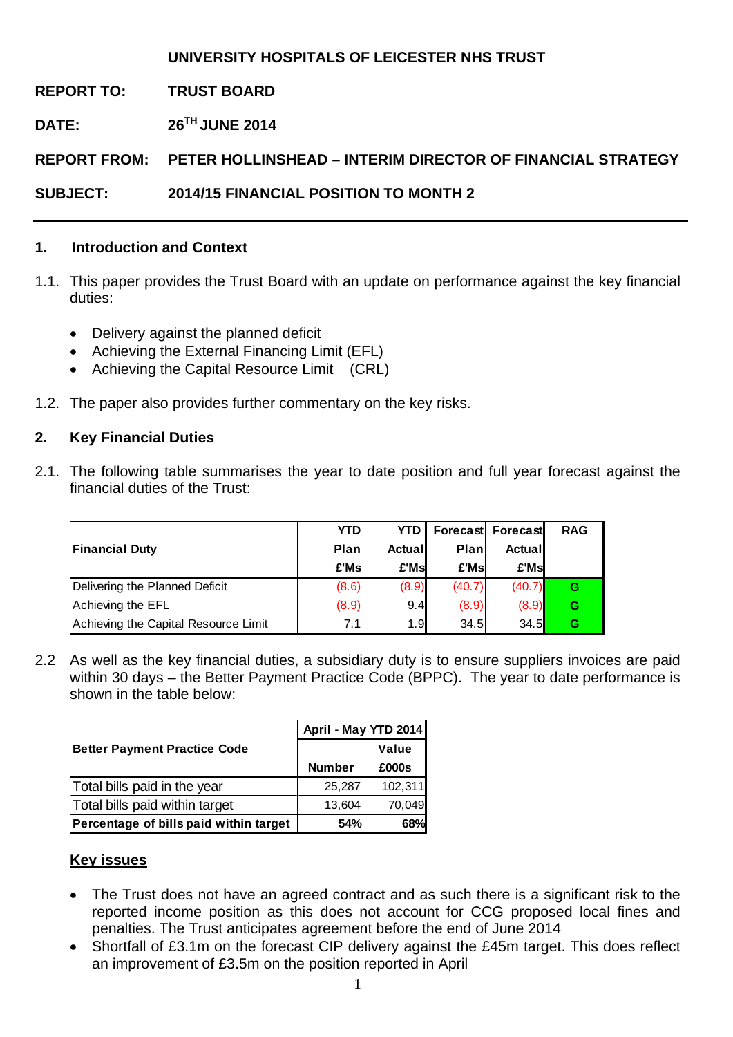**UNIVERSITY HOSPITALS OF LEICESTER NHS TRUST**

**REPORT TO:** TRUST BOARD

**DATE:** 26TH JUNE 2014

**REPORT FROM:** PETER HOLLINSHEAD – INTERIM DIRECTOR OF FINANCIAL STRATEGY

**SUBJECT:** 2014/15 FINANCIAL POSITION TO MONTH 2

## 1. Introduction and Context

1.1. This paper provides the Trust Board with an update on performance against the key financial duties:

- Delivery against the planned deficit
- Achieving the External Financing Limit (EFL)
- Achieving the Capital Resource Limit (CRL)

1.2. The paper also provides further commentary on the key risks.

## 2. Key Financial Duties

2.1. The following table summarises the year to date position and full year forecast against the financial duties of the Trust:

| Financial Duty | YTD Plan £'Ms | YTD Actual £'Ms | Forecast Plan £'Ms | Forecast Actual £'Ms | RAG |
|---|---|---|---|---|---|
| Delivering the Planned Deficit | (8.6) | (8.9) | (40.7) | (40.7) | G |
| Achieving the EFL | (8.9) | 9.4 | (8.9) | (8.9) | G |
| Achieving the Capital Resource Limit | 7.1 | 1.9 | 34.5 | 34.5 | G |

2.2 As well as the key financial duties, a subsidiary duty is to ensure suppliers invoices are paid within 30 days – the Better Payment Practice Code (BPPC). The year to date performance is shown in the table below:

| Better Payment Practice Code | April - May YTD 2014 | |
|---|---|---|
| | Number | Value £000s |
| Total bills paid in the year | 25,287 | 102,311 |
| Total bills paid within target | 13,604 | 70,049 |
| **Percentage of bills paid within target** | **54%** | **68%** |

**Key issues**

- The Trust does not have an agreed contract and as such there is a significant risk to the reported income position as this does not account for CCG proposed local fines and penalties. The Trust anticipates agreement before the end of June 2014
- Shortfall of £3.1m on the forecast CIP delivery against the £45m target. This does reflect an improvement of £3.5m on the position reported in April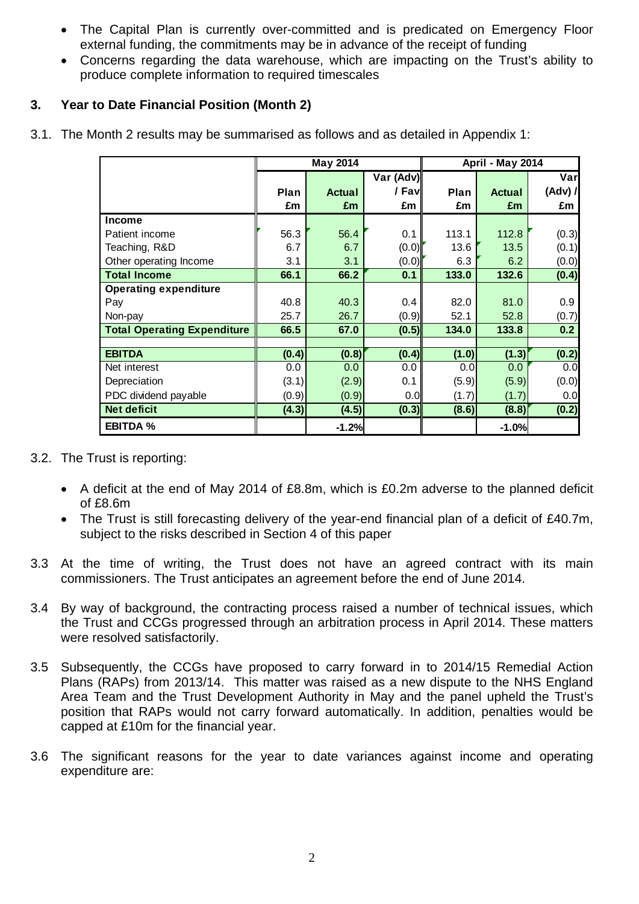- The Capital Plan is currently over-committed and is predicated on Emergency Floor external funding, the commitments may be in advance of the receipt of funding
- Concerns regarding the data warehouse, which are impacting on the Trust's ability to produce complete information to required timescales

### 3. Year to Date Financial Position (Month 2)

3.1. The Month 2 results may be summarised as follows and as detailed in Appendix 1:

| | May 2014 | | | April - May 2014 | | |
|---|---|---|---|---|---|---|
| | Plan £m | Actual £m | Var (Adv) / Fav £m | Plan £m | Actual £m | Var (Adv) / £m |
| **Income** | | | | | | |
| Patient income | 56.3 | 56.4 | 0.1 | 113.1 | 112.8 | (0.3) |
| Teaching, R&D | 6.7 | 6.7 | (0.0) | 13.6 | 13.5 | (0.1) |
| Other operating Income | 3.1 | 3.1 | (0.0) | 6.3 | 6.2 | (0.0) |
| **Total Income** | **66.1** | **66.2** | **0.1** | **133.0** | **132.6** | **(0.4)** |
| **Operating expenditure** | | | | | | |
| Pay | 40.8 | 40.3 | 0.4 | 82.0 | 81.0 | 0.9 |
| Non-pay | 25.7 | 26.7 | (0.9) | 52.1 | 52.8 | (0.7) |
| **Total Operating Expenditure** | **66.5** | **67.0** | **(0.5)** | **134.0** | **133.8** | **0.2** |
| | | | | | | |
| **EBITDA** | **(0.4)** | **(0.8)** | **(0.4)** | **(1.0)** | **(1.3)** | **(0.2)** |
| Net interest | 0.0 | 0.0 | 0.0 | 0.0 | 0.0 | 0.0 |
| Depreciation | (3.1) | (2.9) | 0.1 | (5.9) | (5.9) | (0.0) |
| PDC dividend payable | (0.9) | (0.9) | 0.0 | (1.7) | (1.7) | 0.0 |
| **Net deficit** | **(4.3)** | **(4.5)** | **(0.3)** | **(8.6)** | **(8.8)** | **(0.2)** |
| **EBITDA %** | | **-1.2%** | | | **-1.0%** | |

3.2. The Trust is reporting:

- A deficit at the end of May 2014 of £8.8m, which is £0.2m adverse to the planned deficit of £8.6m
- The Trust is still forecasting delivery of the year-end financial plan of a deficit of £40.7m, subject to the risks described in Section 4 of this paper

3.3 At the time of writing, the Trust does not have an agreed contract with its main commissioners. The Trust anticipates an agreement before the end of June 2014.

3.4 By way of background, the contracting process raised a number of technical issues, which the Trust and CCGs progressed through an arbitration process in April 2014. These matters were resolved satisfactorily.

3.5 Subsequently, the CCGs have proposed to carry forward in to 2014/15 Remedial Action Plans (RAPs) from 2013/14. This matter was raised as a new dispute to the NHS England Area Team and the Trust Development Authority in May and the panel upheld the Trust's position that RAPs would not carry forward automatically. In addition, penalties would be capped at £10m for the financial year.

3.6 The significant reasons for the year to date variances against income and operating expenditure are: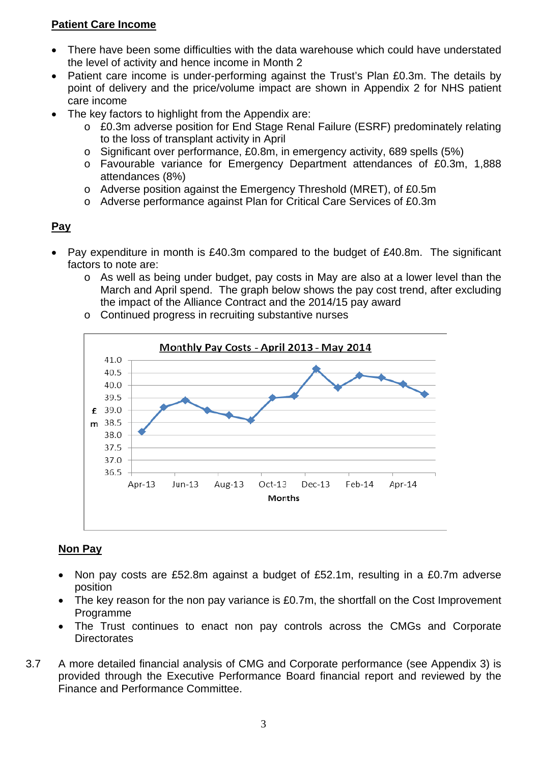**Patient Care Income**

- There have been some difficulties with the data warehouse which could have understated the level of activity and hence income in Month 2
- Patient care income is under-performing against the Trust's Plan £0.3m. The details by point of delivery and the price/volume impact are shown in Appendix 2 for NHS patient care income
- The key factors to highlight from the Appendix are:
    - £0.3m adverse position for End Stage Renal Failure (ESRF) predominately relating to the loss of transplant activity in April
    - Significant over performance, £0.8m, in emergency activity, 689 spells (5%)
    - Favourable variance for Emergency Department attendances of £0.3m, 1,888 attendances (8%)
    - Adverse position against the Emergency Threshold (MRET), of £0.5m
    - Adverse performance against Plan for Critical Care Services of £0.3m

**Pay**

- Pay expenditure in month is £40.3m compared to the budget of £40.8m. The significant factors to note are:
    - As well as being under budget, pay costs in May are also at a lower level than the March and April spend. The graph below shows the pay cost trend, after excluding the impact of the Alliance Contract and the 2014/15 pay award
    - Continued progress in recruiting substantive nurses

**Monthly Pay Costs - April 2013 - May 2014**

| Month | £m (approx.) |
|---|---|
| Apr-13 | 38.1 |
| May-13 | 39.1 |
| Jun-13 | 39.4 |
| Jul-13 | 39.0 |
| Aug-13 | 38.8 |
| Sep-13 | 38.6 |
| Oct-13 | 39.5 |
| Nov-13 | 39.6 |
| Dec-13 | 40.6 |
| Jan-14 | 39.9 |
| Feb-14 | 40.4 |
| Mar-14 | 40.3 |
| Apr-14 | 40.0 |
| May-14 | 39.6 |

**Non Pay**

- Non pay costs are £52.8m against a budget of £52.1m, resulting in a £0.7m adverse position
- The key reason for the non pay variance is £0.7m, the shortfall on the Cost Improvement Programme
- The Trust continues to enact non pay controls across the CMGs and Corporate Directorates

3.7 A more detailed financial analysis of CMG and Corporate performance (see Appendix 3) is provided through the Executive Performance Board financial report and reviewed by the Finance and Performance Committee.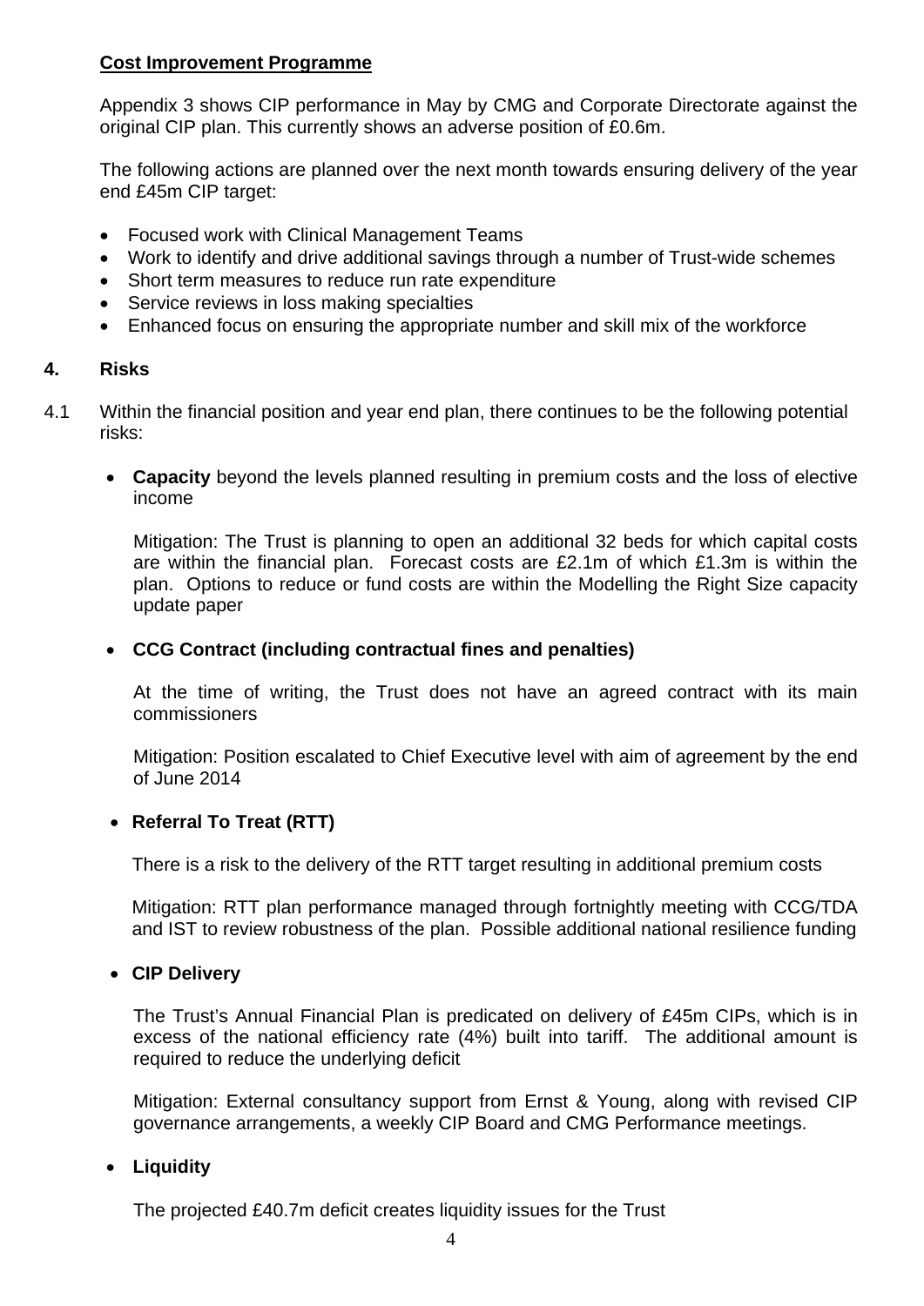**Cost Improvement Programme**

Appendix 3 shows CIP performance in May by CMG and Corporate Directorate against the original CIP plan. This currently shows an adverse position of £0.6m.

The following actions are planned over the next month towards ensuring delivery of the year end £45m CIP target:

- Focused work with Clinical Management Teams
- Work to identify and drive additional savings through a number of Trust-wide schemes
- Short term measures to reduce run rate expenditure
- Service reviews in loss making specialties
- Enhanced focus on ensuring the appropriate number and skill mix of the workforce

## 4. Risks

4.1 Within the financial position and year end plan, there continues to be the following potential risks:

- **Capacity** beyond the levels planned resulting in premium costs and the loss of elective income

  Mitigation: The Trust is planning to open an additional 32 beds for which capital costs are within the financial plan. Forecast costs are £2.1m of which £1.3m is within the plan. Options to reduce or fund costs are within the Modelling the Right Size capacity update paper

- **CCG Contract (including contractual fines and penalties)**

  At the time of writing, the Trust does not have an agreed contract with its main commissioners

  Mitigation: Position escalated to Chief Executive level with aim of agreement by the end of June 2014

- **Referral To Treat (RTT)**

  There is a risk to the delivery of the RTT target resulting in additional premium costs

  Mitigation: RTT plan performance managed through fortnightly meeting with CCG/TDA and IST to review robustness of the plan. Possible additional national resilience funding

- **CIP Delivery**

  The Trust's Annual Financial Plan is predicated on delivery of £45m CIPs, which is in excess of the national efficiency rate (4%) built into tariff. The additional amount is required to reduce the underlying deficit

  Mitigation: External consultancy support from Ernst & Young, along with revised CIP governance arrangements, a weekly CIP Board and CMG Performance meetings.

- **Liquidity**

  The projected £40.7m deficit creates liquidity issues for the Trust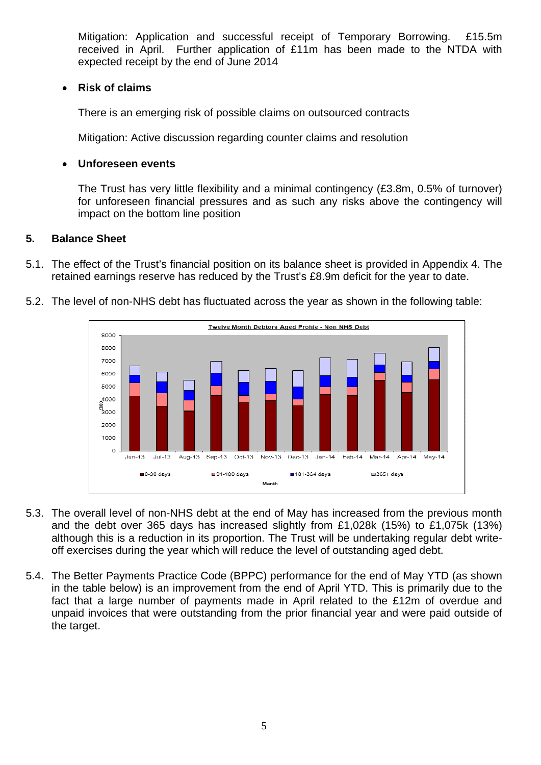Mitigation: Application and successful receipt of Temporary Borrowing. £15.5m received in April. Further application of £11m has been made to the NTDA with expected receipt by the end of June 2014

- **Risk of claims**

  There is an emerging risk of possible claims on outsourced contracts

  Mitigation: Active discussion regarding counter claims and resolution

- **Unforeseen events**

  The Trust has very little flexibility and a minimal contingency (£3.8m, 0.5% of turnover) for unforeseen financial pressures and as such any risks above the contingency will impact on the bottom line position

## 5. Balance Sheet

5.1. The effect of the Trust's financial position on its balance sheet is provided in Appendix 4. The retained earnings reserve has reduced by the Trust's £8.9m deficit for the year to date.

5.2. The level of non-NHS debt has fluctuated across the year as shown in the following table:

**Twelve Month Debtors Aged Profile - Non NHS Debt**

5.3. The overall level of non-NHS debt at the end of May has increased from the previous month and the debt over 365 days has increased slightly from £1,028k (15%) to £1,075k (13%) although this is a reduction in its proportion. The Trust will be undertaking regular debt write-off exercises during the year which will reduce the level of outstanding aged debt.

5.4. The Better Payments Practice Code (BPPC) performance for the end of May YTD (as shown in the table below) is an improvement from the end of April YTD. This is primarily due to the fact that a large number of payments made in April related to the £12m of overdue and unpaid invoices that were outstanding from the prior financial year and were paid outside of the target.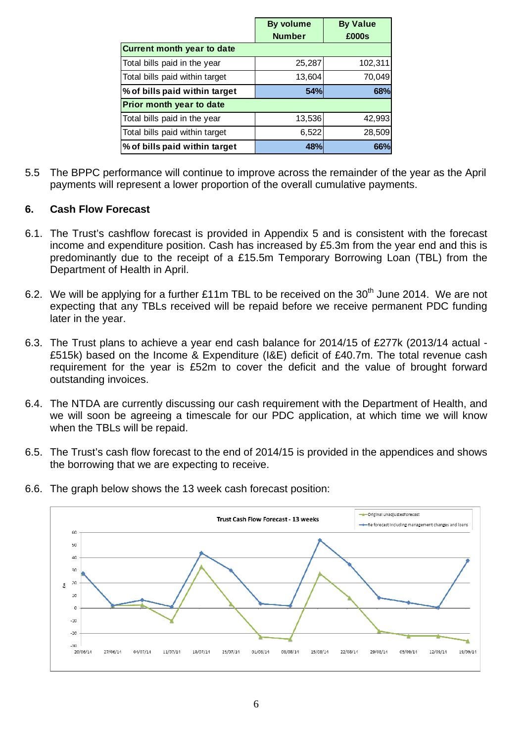| | By volume Number | By Value £000s |
|---|---|---|
| **Current month year to date** | | |
| Total bills paid in the year | 25,287 | 102,311 |
| Total bills paid within target | 13,604 | 70,049 |
| **% of bills paid within target** | **54%** | **68%** |
| **Prior month year to date** | | |
| Total bills paid in the year | 13,536 | 42,993 |
| Total bills paid within target | 6,522 | 28,509 |
| **% of bills paid within target** | **48%** | **66%** |

5.5 The BPPC performance will continue to improve across the remainder of the year as the April payments will represent a lower proportion of the overall cumulative payments.

## 6. Cash Flow Forecast

6.1. The Trust's cashflow forecast is provided in Appendix 5 and is consistent with the forecast income and expenditure position. Cash has increased by £5.3m from the year end and this is predominantly due to the receipt of a £15.5m Temporary Borrowing Loan (TBL) from the Department of Health in April.

6.2. We will be applying for a further £11m TBL to be received on the 30th June 2014. We are not expecting that any TBLs received will be repaid before we receive permanent PDC funding later in the year.

6.3. The Trust plans to achieve a year end cash balance for 2014/15 of £277k (2013/14 actual - £515k) based on the Income & Expenditure (I&E) deficit of £40.7m. The total revenue cash requirement for the year is £52m to cover the deficit and the value of brought forward outstanding invoices.

6.4. The NTDA are currently discussing our cash requirement with the Department of Health, and we will soon be agreeing a timescale for our PDC application, at which time we will know when the TBLs will be repaid.

6.5. The Trust's cash flow forecast to the end of 2014/15 is provided in the appendices and shows the borrowing that we are expecting to receive.

6.6. The graph below shows the 13 week cash forecast position:

**Trust Cash Flow Forecast - 13 weeks**

Legend: Original unadjusted forecast; Re forecast including management changes and loans

Y-axis: £m (-30 to 60). X-axis: 20/06/14, 27/06/14, 04/07/14, 11/07/14, 18/07/14, 25/07/14, 01/08/14, 08/08/14, 15/08/14, 22/08/14, 29/08/14, 05/09/14, 12/09/14, 19/09/14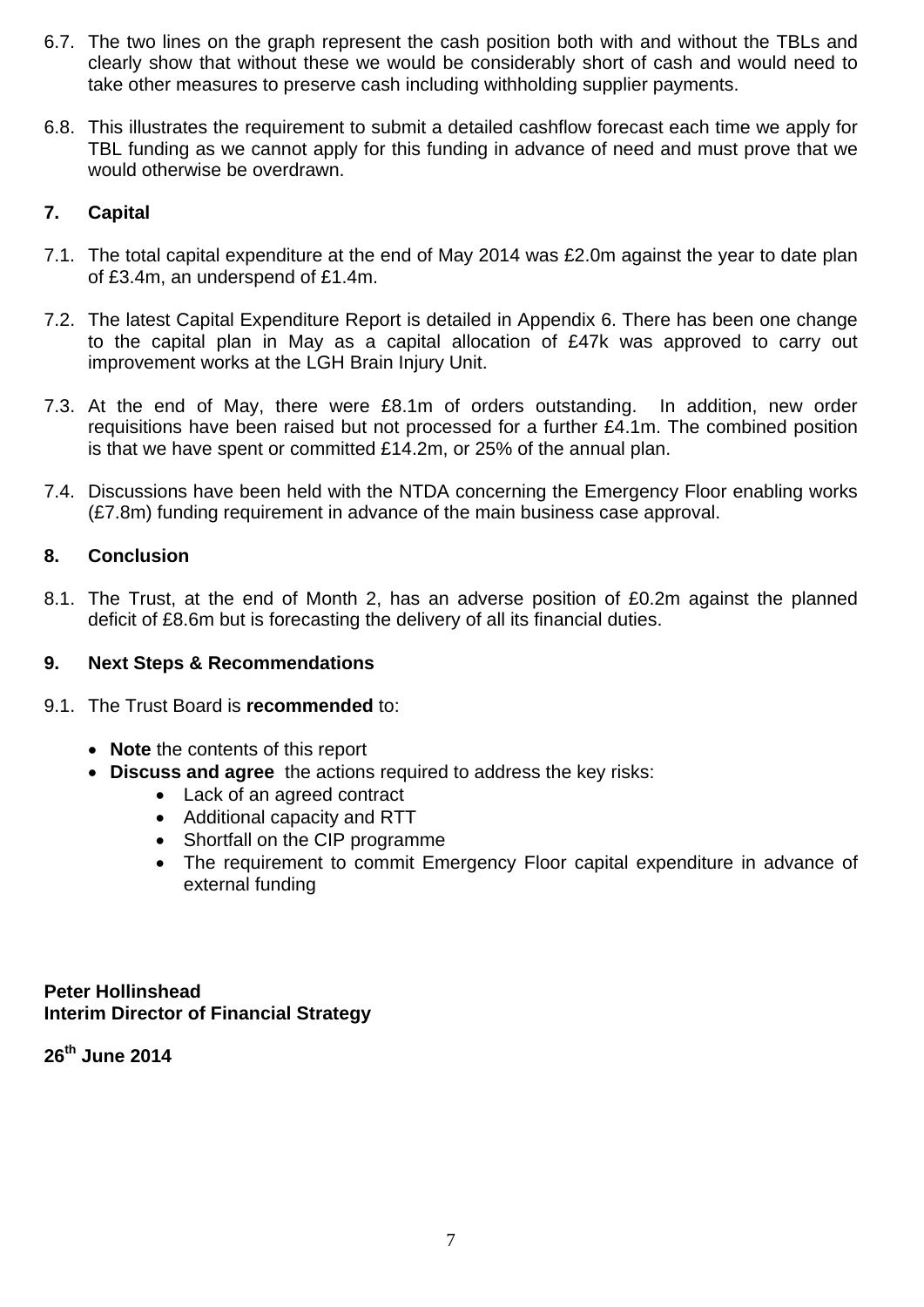6.7. The two lines on the graph represent the cash position both with and without the TBLs and clearly show that without these we would be considerably short of cash and would need to take other measures to preserve cash including withholding supplier payments.

6.8. This illustrates the requirement to submit a detailed cashflow forecast each time we apply for TBL funding as we cannot apply for this funding in advance of need and must prove that we would otherwise be overdrawn.

## 7. Capital

7.1. The total capital expenditure at the end of May 2014 was £2.0m against the year to date plan of £3.4m, an underspend of £1.4m.

7.2. The latest Capital Expenditure Report is detailed in Appendix 6. There has been one change to the capital plan in May as a capital allocation of £47k was approved to carry out improvement works at the LGH Brain Injury Unit.

7.3. At the end of May, there were £8.1m of orders outstanding. In addition, new order requisitions have been raised but not processed for a further £4.1m. The combined position is that we have spent or committed £14.2m, or 25% of the annual plan.

7.4. Discussions have been held with the NTDA concerning the Emergency Floor enabling works (£7.8m) funding requirement in advance of the main business case approval.

## 8. Conclusion

8.1. The Trust, at the end of Month 2, has an adverse position of £0.2m against the planned deficit of £8.6m but is forecasting the delivery of all its financial duties.

## 9. Next Steps & Recommendations

9.1. The Trust Board is **recommended** to:

- **Note** the contents of this report
- **Discuss and agree** the actions required to address the key risks:
  - Lack of an agreed contract
  - Additional capacity and RTT
  - Shortfall on the CIP programme
  - The requirement to commit Emergency Floor capital expenditure in advance of external funding

**Peter Hollinshead**
**Interim Director of Financial Strategy**

**26th June 2014**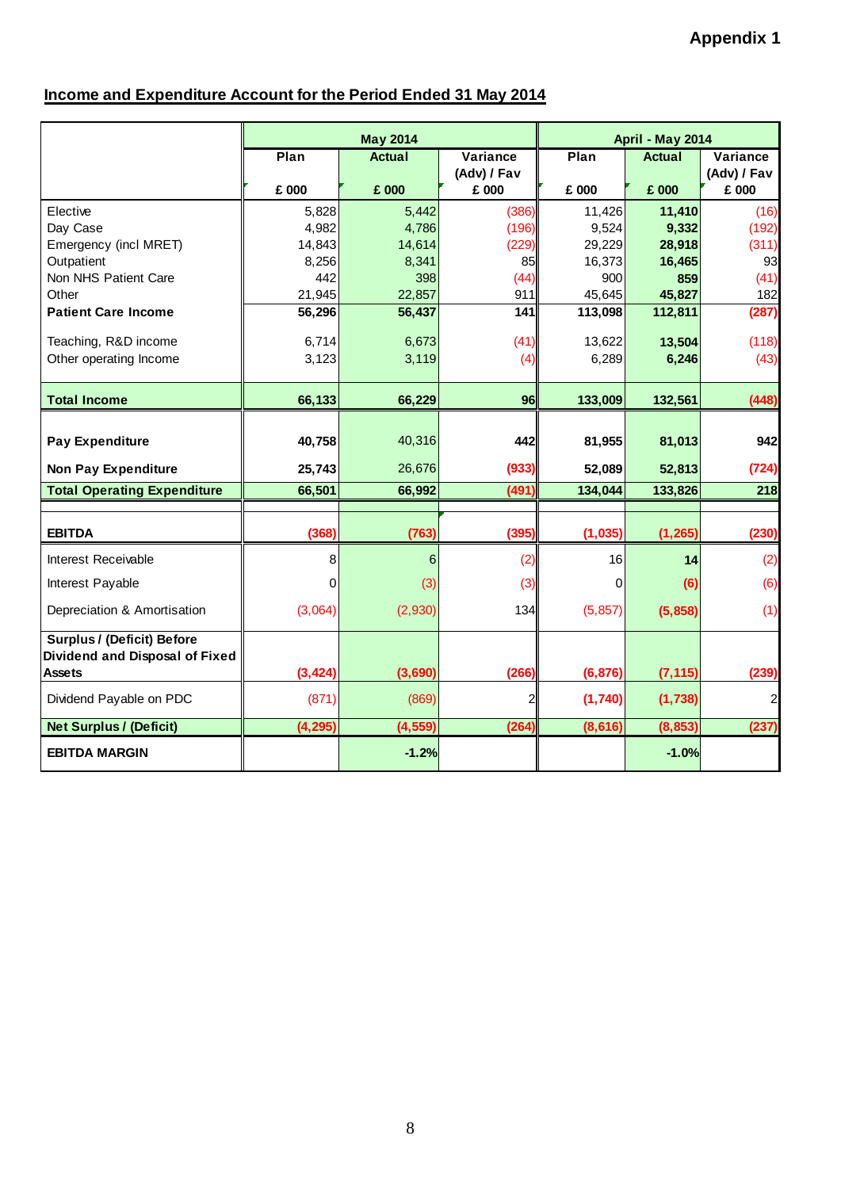**Appendix 1**

## Income and Expenditure Account for the Period Ended 31 May 2014

| | May 2014 | | | April - May 2014 | | |
|---|---|---|---|---|---|---|
| | Plan | Actual | Variance (Adv) / Fav | Plan | Actual | Variance (Adv) / Fav |
| | £ 000 | £ 000 | £ 000 | £ 000 | £ 000 | £ 000 |
| Elective | 5,828 | 5,442 | (386) | 11,426 | **11,410** | (16) |
| Day Case | 4,982 | 4,786 | (196) | 9,524 | **9,332** | (192) |
| Emergency (incl MRET) | 14,843 | 14,614 | (229) | 29,229 | **28,918** | (311) |
| Outpatient | 8,256 | 8,341 | 85 | 16,373 | **16,465** | 93 |
| Non NHS Patient Care | 442 | 398 | (44) | 900 | **859** | (41) |
| Other | 21,945 | 22,857 | 911 | 45,645 | **45,827** | 182 |
| **Patient Care Income** | **56,296** | **56,437** | **141** | **113,098** | **112,811** | **(287)** |
| Teaching, R&D income | 6,714 | 6,673 | (41) | 13,622 | **13,504** | (118) |
| Other operating Income | 3,123 | 3,119 | (4) | 6,289 | **6,246** | (43) |
| **Total Income** | **66,133** | **66,229** | **96** | **133,009** | **132,561** | **(448)** |
| **Pay Expenditure** | **40,758** | 40,316 | **442** | **81,955** | **81,013** | **942** |
| **Non Pay Expenditure** | **25,743** | 26,676 | **(933)** | **52,089** | **52,813** | **(724)** |
| **Total Operating Expenditure** | **66,501** | **66,992** | **(491)** | **134,044** | **133,826** | **218** |
| **EBITDA** | **(368)** | **(763)** | **(395)** | **(1,035)** | **(1,265)** | **(230)** |
| Interest Receivable | 8 | 6 | (2) | 16 | **14** | (2) |
| Interest Payable | 0 | (3) | (3) | 0 | **(6)** | (6) |
| Depreciation & Amortisation | (3,064) | (2,930) | 134 | (5,857) | **(5,858)** | (1) |
| **Surplus / (Deficit) Before Dividend and Disposal of Fixed Assets** | **(3,424)** | **(3,690)** | **(266)** | **(6,876)** | **(7,115)** | **(239)** |
| Dividend Payable on PDC | (871) | (869) | 2 | **(1,740)** | **(1,738)** | 2 |
| **Net Surplus / (Deficit)** | **(4,295)** | **(4,559)** | **(264)** | **(8,616)** | **(8,853)** | **(237)** |
| **EBITDA MARGIN** | | **-1.2%** | | | **-1.0%** | |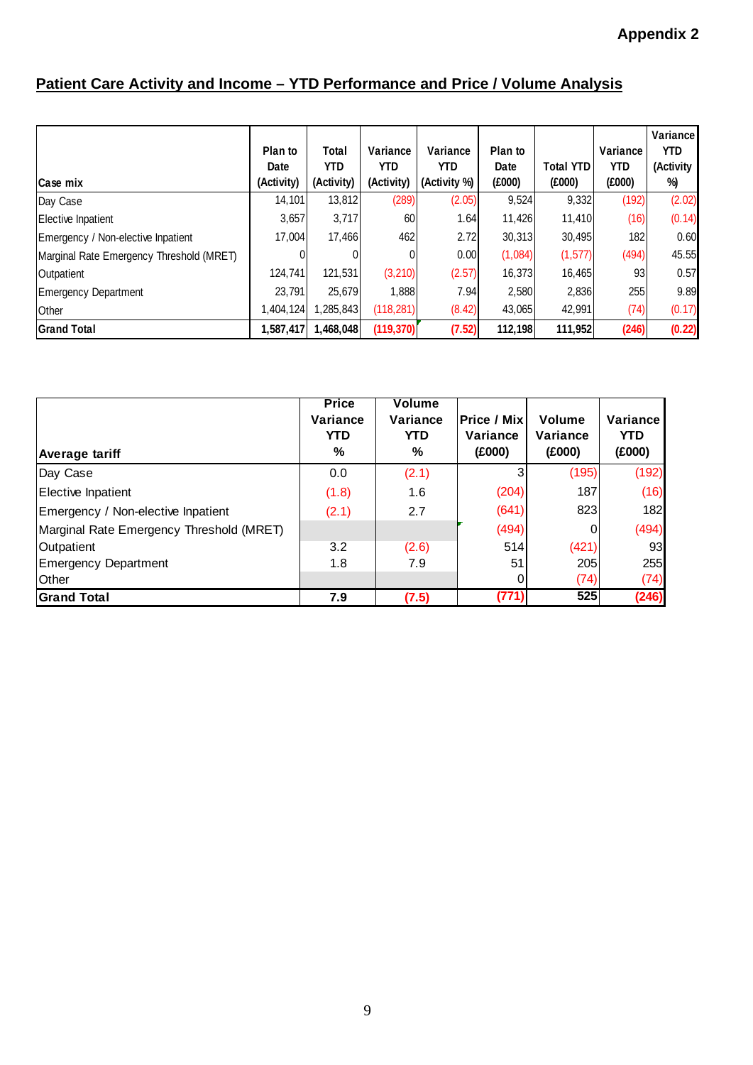**Appendix 2**

## Patient Care Activity and Income – YTD Performance and Price / Volume Analysis

| Case mix | Plan to Date (Activity) | Total YTD (Activity) | Variance YTD (Activity) | Variance YTD (Activity %) | Plan to Date (£000) | Total YTD (£000) | Variance YTD (£000) | Variance YTD (Activity %) |
|---|---|---|---|---|---|---|---|---|
| Day Case | 14,101 | 13,812 | (289) | (2.05) | 9,524 | 9,332 | (192) | (2.02) |
| Elective Inpatient | 3,657 | 3,717 | 60 | 1.64 | 11,426 | 11,410 | (16) | (0.14) |
| Emergency / Non-elective Inpatient | 17,004 | 17,466 | 462 | 2.72 | 30,313 | 30,495 | 182 | 0.60 |
| Marginal Rate Emergency Threshold (MRET) | 0 | 0 | 0 | 0.00 | (1,084) | (1,577) | (494) | 45.55 |
| Outpatient | 124,741 | 121,531 | (3,210) | (2.57) | 16,373 | 16,465 | 93 | 0.57 |
| Emergency Department | 23,791 | 25,679 | 1,888 | 7.94 | 2,580 | 2,836 | 255 | 9.89 |
| Other | 1,404,124 | 1,285,843 | (118,281) | (8.42) | 43,065 | 42,991 | (74) | (0.17) |
| **Grand Total** | **1,587,417** | **1,468,048** | **(119,370)** | **(7.52)** | **112,198** | **111,952** | **(246)** | **(0.22)** |

| Average tariff | Price Variance YTD % | Volume Variance YTD % | Price / Mix Variance (£000) | Volume Variance (£000) | Variance YTD (£000) |
|---|---|---|---|---|---|
| Day Case | 0.0 | (2.1) | 3 | (195) | (192) |
| Elective Inpatient | (1.8) | 1.6 | (204) | 187 | (16) |
| Emergency / Non-elective Inpatient | (2.1) | 2.7 | (641) | 823 | 182 |
| Marginal Rate Emergency Threshold (MRET) | | | (494) | 0 | (494) |
| Outpatient | 3.2 | (2.6) | 514 | (421) | 93 |
| Emergency Department | 1.8 | 7.9 | 51 | 205 | 255 |
| Other | | | 0 | (74) | (74) |
| **Grand Total** | **7.9** | **(7.5)** | **(771)** | **525** | **(246)** |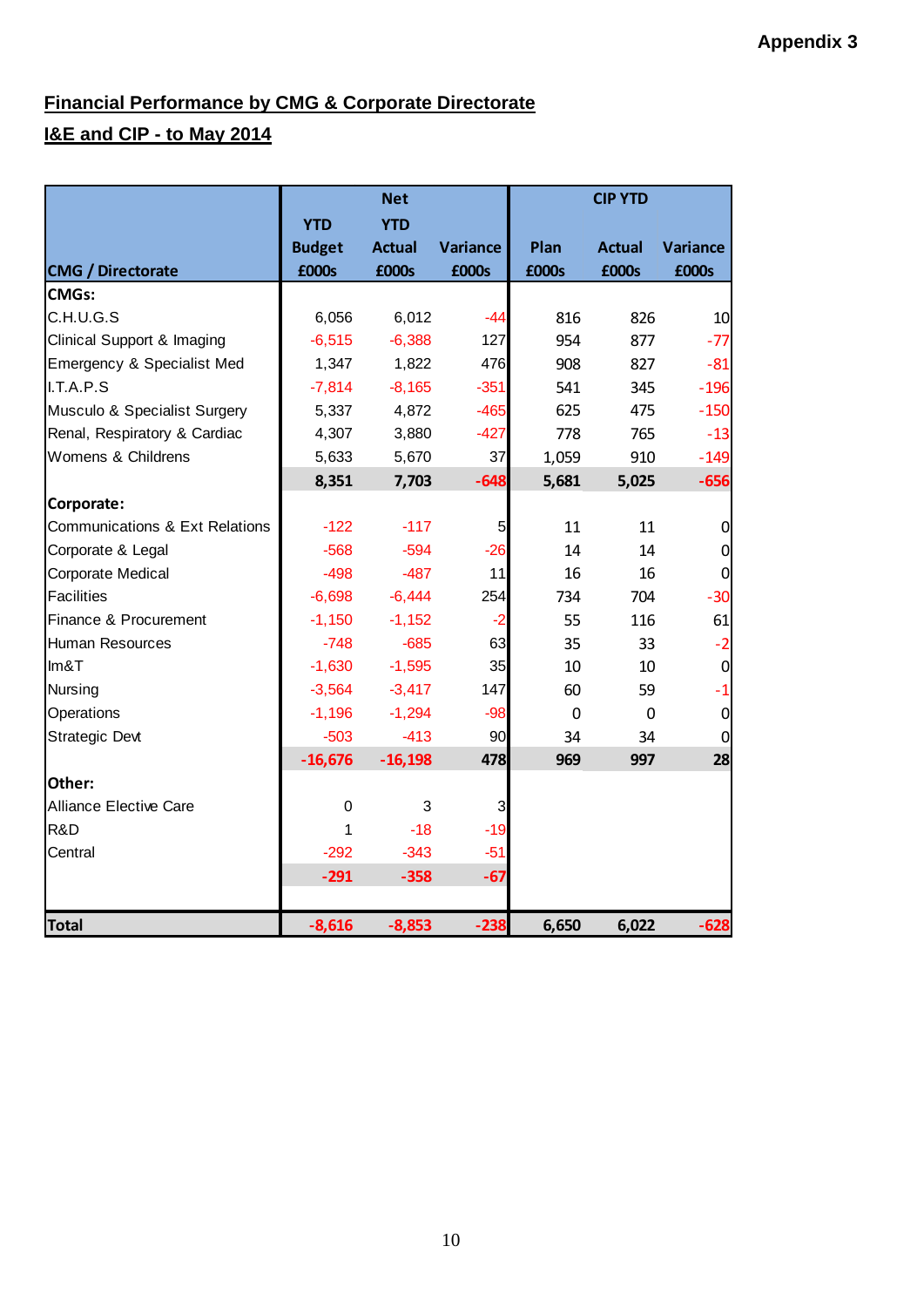**Appendix 3**

## Financial Performance by CMG & Corporate Directorate

## I&E and CIP - to May 2014

| | Net | | | CIP YTD | | |
|---|---|---|---|---|---|---|
| CMG / Directorate | YTD Budget £000s | YTD Actual £000s | Variance £000s | Plan £000s | Actual £000s | Variance £000s |
| **CMGs:** | | | | | | |
| C.H.U.G.S | 6,056 | 6,012 | -44 | 816 | 826 | 10 |
| Clinical Support & Imaging | -6,515 | -6,388 | 127 | 954 | 877 | -77 |
| Emergency & Specialist Med | 1,347 | 1,822 | 476 | 908 | 827 | -81 |
| I.T.A.P.S | -7,814 | -8,165 | -351 | 541 | 345 | -196 |
| Musculo & Specialist Surgery | 5,337 | 4,872 | -465 | 625 | 475 | -150 |
| Renal, Respiratory & Cardiac | 4,307 | 3,880 | -427 | 778 | 765 | -13 |
| Womens & Childrens | 5,633 | 5,670 | 37 | 1,059 | 910 | -149 |
| | **8,351** | **7,703** | **-648** | **5,681** | **5,025** | **-656** |
| **Corporate:** | | | | | | |
| Communications & Ext Relations | -122 | -117 | 5 | 11 | 11 | 0 |
| Corporate & Legal | -568 | -594 | -26 | 14 | 14 | 0 |
| Corporate Medical | -498 | -487 | 11 | 16 | 16 | 0 |
| Facilities | -6,698 | -6,444 | 254 | 734 | 704 | -30 |
| Finance & Procurement | -1,150 | -1,152 | -2 | 55 | 116 | 61 |
| Human Resources | -748 | -685 | 63 | 35 | 33 | -2 |
| Im&T | -1,630 | -1,595 | 35 | 10 | 10 | 0 |
| Nursing | -3,564 | -3,417 | 147 | 60 | 59 | -1 |
| Operations | -1,196 | -1,294 | -98 | 0 | 0 | 0 |
| Strategic Devt | -503 | -413 | 90 | 34 | 34 | 0 |
| | **-16,676** | **-16,198** | **478** | **969** | **997** | **28** |
| **Other:** | | | | | | |
| Alliance Elective Care | 0 | 3 | 3 | | | |
| R&D | 1 | -18 | -19 | | | |
| Central | -292 | -343 | -51 | | | |
| | **-291** | **-358** | **-67** | | | |
| **Total** | **-8,616** | **-8,853** | **-238** | **6,650** | **6,022** | **-628** |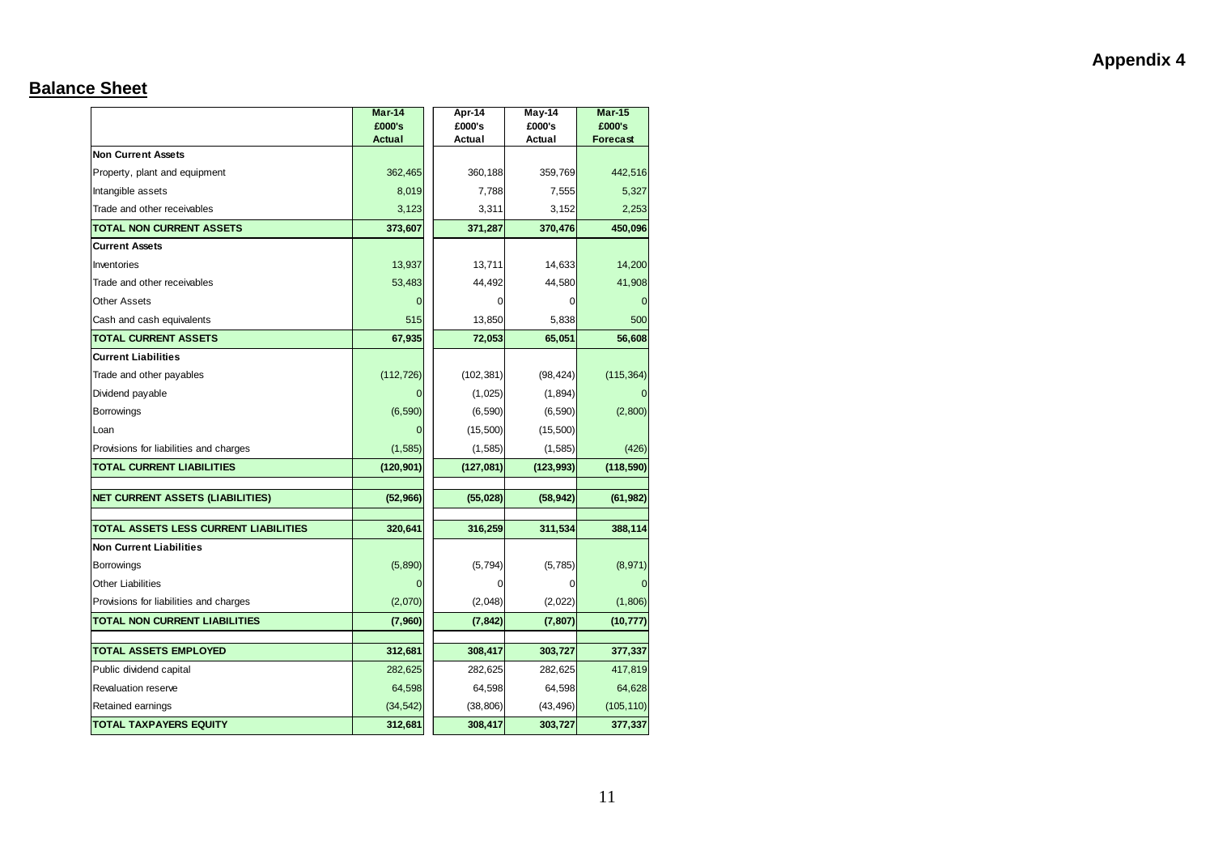**Appendix 4**

## Balance Sheet

| | Mar-14 £000's Actual | Apr-14 £000's Actual | May-14 £000's Actual | Mar-15 £000's Forecast |
|---|---|---|---|---|
| **Non Current Assets** | | | | |
| Property, plant and equipment | 362,465 | 360,188 | 359,769 | 442,516 |
| Intangible assets | 8,019 | 7,788 | 7,555 | 5,327 |
| Trade and other receivables | 3,123 | 3,311 | 3,152 | 2,253 |
| **TOTAL NON CURRENT ASSETS** | **373,607** | **371,287** | **370,476** | **450,096** |
| **Current Assets** | | | | |
| Inventories | 13,937 | 13,711 | 14,633 | 14,200 |
| Trade and other receivables | 53,483 | 44,492 | 44,580 | 41,908 |
| Other Assets | 0 | 0 | 0 | 0 |
| Cash and cash equivalents | 515 | 13,850 | 5,838 | 500 |
| **TOTAL CURRENT ASSETS** | **67,935** | **72,053** | **65,051** | **56,608** |
| **Current Liabilities** | | | | |
| Trade and other payables | (112,726) | (102,381) | (98,424) | (115,364) |
| Dividend payable | 0 | (1,025) | (1,894) | 0 |
| Borrowings | (6,590) | (6,590) | (6,590) | (2,800) |
| Loan | 0 | (15,500) | (15,500) | |
| Provisions for liabilities and charges | (1,585) | (1,585) | (1,585) | (426) |
| **TOTAL CURRENT LIABILITIES** | **(120,901)** | **(127,081)** | **(123,993)** | **(118,590)** |
| **NET CURRENT ASSETS (LIABILITIES)** | **(52,966)** | **(55,028)** | **(58,942)** | **(61,982)** |
| **TOTAL ASSETS LESS CURRENT LIABILITIES** | **320,641** | **316,259** | **311,534** | **388,114** |
| **Non Current Liabilities** | | | | |
| Borrowings | (5,890) | (5,794) | (5,785) | (8,971) |
| Other Liabilities | 0 | 0 | 0 | 0 |
| Provisions for liabilities and charges | (2,070) | (2,048) | (2,022) | (1,806) |
| **TOTAL NON CURRENT LIABILITIES** | **(7,960)** | **(7,842)** | **(7,807)** | **(10,777)** |
| **TOTAL ASSETS EMPLOYED** | **312,681** | **308,417** | **303,727** | **377,337** |
| Public dividend capital | 282,625 | 282,625 | 282,625 | 417,819 |
| Revaluation reserve | 64,598 | 64,598 | 64,598 | 64,628 |
| Retained earnings | (34,542) | (38,806) | (43,496) | (105,110) |
| **TOTAL TAXPAYERS EQUITY** | **312,681** | **308,417** | **303,727** | **377,337** |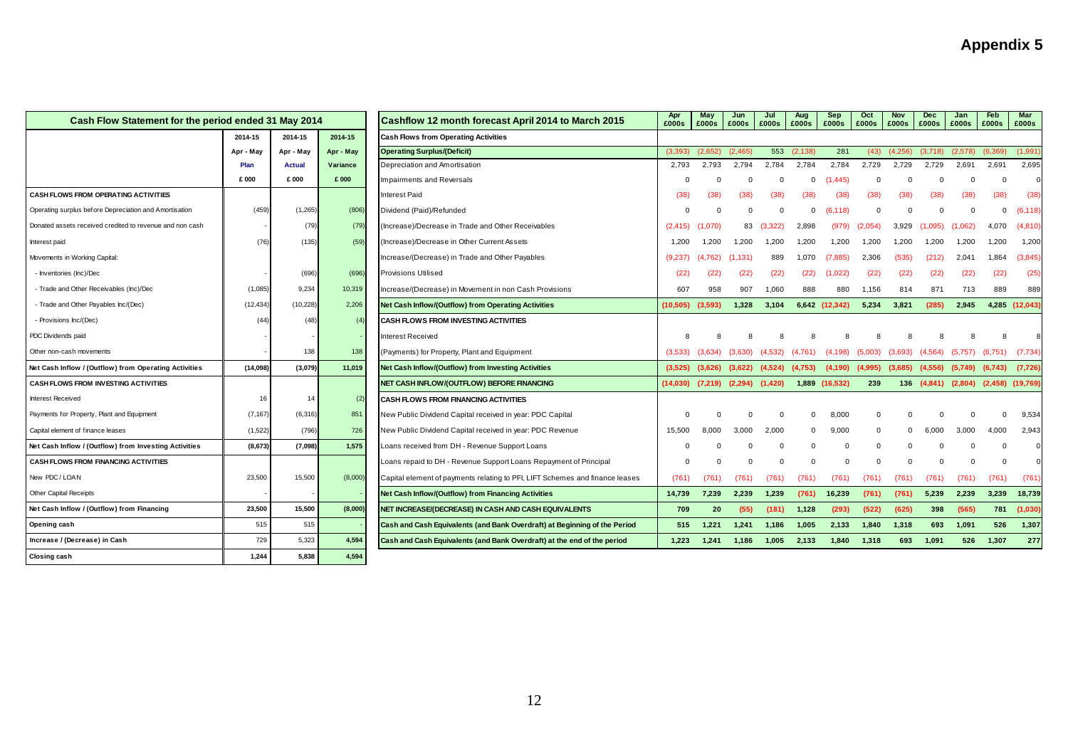# Appendix 5

| Cash Flow Statement for the period ended 31 May 2014 | 2014-15 | 2014-15 | 2014-15 |
|---|---|---|---|
| | Apr - May | Apr - May | Apr - May |
| | Plan | Actual | Variance |
| | £ 000 | £ 000 | £ 000 |
| **CASH FLOWS FROM OPERATING ACTIVITIES** | | | |
| Operating surplus before Depreciation and Amortisation | (459) | (1,265) | (806) |
| Donated assets received credited to revenue and non cash | - | (79) | (79) |
| Interest paid | (76) | (135) | (59) |
| Movements in Working Capital: | | | |
| - Inventories (Inc)/Dec | - | (696) | (696) |
| - Trade and Other Receivables (Inc)/Dec | (1,085) | 9,234 | 10,319 |
| - Trade and Other Payables Inc/(Dec) | (12,434) | (10,228) | 2,206 |
| - Provisions Inc/(Dec) | (44) | (48) | (4) |
| PDC Dividends paid | - | - | - |
| Other non-cash movements | - | 138 | 138 |
| **Net Cash Inflow / (Outflow) from Operating Activities** | **(14,098)** | **(3,079)** | **11,019** |
| **CASH FLOWS FROM INVESTING ACTIVITIES** | | | |
| Interest Received | 16 | 14 | (2) |
| Payments for Property, Plant and Equipment | (7,167) | (6,316) | 851 |
| Capital element of finance leases | (1,522) | (796) | 726 |
| **Net Cash Inflow / (Outflow) from Investing Activities** | **(8,673)** | **(7,098)** | **1,575** |
| **CASH FLOWS FROM FINANCING ACTIVITIES** | | | |
| New PDC / LOAN | 23,500 | 15,500 | (8,000) |
| Other Capital Receipts | - | - | - |
| **Net Cash Inflow / (Outflow) from Financing** | **23,500** | **15,500** | **(8,000)** |
| **Opening cash** | 515 | 515 | - |
| **Increase / (Decrease) in Cash** | 729 | 5,323 | 4,594 |
| **Closing cash** | **1,244** | **5,838** | **4,594** |

| Cashflow 12 month forecast April 2014 to March 2015 | Apr £000s | May £000s | Jun £000s | Jul £000s | Aug £000s | Sep £000s | Oct £000s | Nov £000s | Dec £000s | Jan £000s | Feb £000s | Mar £000s |
|---|---|---|---|---|---|---|---|---|---|---|---|---|
| **Cash Flows from Operating Activities** | | | | | | | | | | | | |
| **Operating Surplus/(Deficit)** | (3,393) | (2,652) | (2,465) | 553 | (2,138) | 281 | (43) | (4,256) | (3,718) | (2,578) | (6,369) | (1,991) |
| Depreciation and Amortisation | 2,793 | 2,793 | 2,794 | 2,784 | 2,784 | 2,784 | 2,729 | 2,729 | 2,729 | 2,691 | 2,691 | 2,695 |
| Impairments and Reversals | 0 | 0 | 0 | 0 | 0 | (1,445) | 0 | 0 | 0 | 0 | 0 | 0 |
| Interest Paid | (38) | (38) | (38) | (38) | (38) | (38) | (38) | (38) | (38) | (38) | (38) | (38) |
| Dividend (Paid)/Refunded | 0 | 0 | 0 | 0 | 0 | (6,118) | 0 | 0 | 0 | 0 | 0 | (6,118) |
| (Increase)/Decrease in Trade and Other Receivables | (2,415) | (1,070) | 83 | (3,322) | 2,898 | (979) | (2,054) | 3,929 | (1,095) | (1,062) | 4,070 | (4,810) |
| (Increase)/Decrease in Other Current Assets | 1,200 | 1,200 | 1,200 | 1,200 | 1,200 | 1,200 | 1,200 | 1,200 | 1,200 | 1,200 | 1,200 | 1,200 |
| Increase/(Decrease) in Trade and Other Payables | (9,237) | (4,762) | (1,131) | 889 | 1,070 | (7,885) | 2,306 | (535) | (212) | 2,041 | 1,864 | (3,845) |
| Provisions Utilised | (22) | (22) | (22) | (22) | (22) | (1,022) | (22) | (22) | (22) | (22) | (22) | (25) |
| Increase/(Decrease) in Movement in non Cash Provisions | 607 | 958 | 907 | 1,060 | 888 | 880 | 1,156 | 814 | 871 | 713 | 889 | 889 |
| **Net Cash Inflow/(Outflow) from Operating Activities** | **(10,505)** | **(3,593)** | **1,328** | **3,104** | **6,642** | **(12,342)** | **5,234** | **3,821** | **(285)** | **2,945** | **4,285** | **(12,043)** |
| **CASH FLOWS FROM INVESTING ACTIVITIES** | | | | | | | | | | | | |
| Interest Received | 8 | 8 | 8 | 8 | 8 | 8 | 8 | 8 | 8 | 8 | 8 | 8 |
| (Payments) for Property, Plant and Equipment | (3,533) | (3,634) | (3,630) | (4,532) | (4,761) | (4,198) | (5,003) | (3,693) | (4,564) | (5,757) | (6,751) | (7,734) |
| **Net Cash Inflow/(Outflow) from Investing Activities** | **(3,525)** | **(3,626)** | **(3,622)** | **(4,524)** | **(4,753)** | **(4,190)** | **(4,995)** | **(3,685)** | **(4,556)** | **(5,749)** | **(6,743)** | **(7,726)** |
| **NET CASH INFLOW/(OUTFLOW) BEFORE FINANCING** | **(14,030)** | **(7,219)** | **(2,294)** | **(1,420)** | **1,889** | **(16,532)** | **239** | **136** | **(4,841)** | **(2,804)** | **(2,458)** | **(19,769)** |
| **CASH FLOWS FROM FINANCING ACTIVITIES** | | | | | | | | | | | | |
| New Public Dividend Capital received in year: PDC Capital | 0 | 0 | 0 | 0 | 0 | 8,000 | 0 | 0 | 0 | 0 | 0 | 9,534 |
| New Public Dividend Capital received in year: PDC Revenue | 15,500 | 8,000 | 3,000 | 2,000 | 0 | 9,000 | 0 | 0 | 6,000 | 3,000 | 4,000 | 2,943 |
| Loans received from DH - Revenue Support Loans | 0 | 0 | 0 | 0 | 0 | 0 | 0 | 0 | 0 | 0 | 0 | 0 |
| Loans repaid to DH - Revenue Support Loans Repayment of Principal | 0 | 0 | 0 | 0 | 0 | 0 | 0 | 0 | 0 | 0 | 0 | 0 |
| Capital element of payments relating to PFI, LIFT Schemes and finance leases | (761) | (761) | (761) | (761) | (761) | (761) | (761) | (761) | (761) | (761) | (761) | (761) |
| **Net Cash Inflow/(Outflow) from Financing Activities** | **14,739** | **7,239** | **2,239** | **1,239** | **(761)** | **16,239** | **(761)** | **(761)** | **5,239** | **2,239** | **3,239** | **18,739** |
| **NET INCREASE/(DECREASE) IN CASH AND CASH EQUIVALENTS** | **709** | **20** | **(55)** | **(181)** | **1,128** | **(293)** | **(522)** | **(625)** | **398** | **(565)** | **781** | **(1,030)** |
| **Cash and Cash Equivalents (and Bank Overdraft) at Beginning of the Period** | **515** | **1,221** | **1,241** | **1,186** | **1,005** | **2,133** | **1,840** | **1,318** | **693** | **1,091** | **526** | **1,307** |
| **Cash and Cash Equivalents (and Bank Overdraft) at the end of the period** | **1,223** | **1,241** | **1,186** | **1,005** | **2,133** | **1,840** | **1,318** | **693** | **1,091** | **526** | **1,307** | **277** |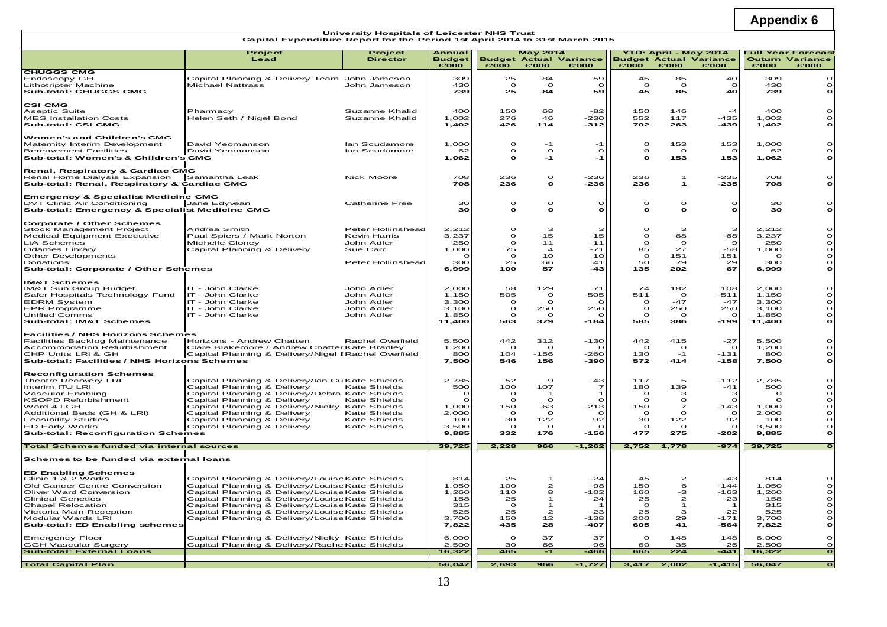**Appendix 6**

University Hospitals of Leicester NHS Trust
Capital Expenditure Report for the Period 1st April 2014 to 31st March 2015

| | Project Lead | Project Director | Annual Budget £'000 | May 2014 Budget £'000 | May 2014 Actual £'000 | May 2014 Variance £'000 | YTD: April - May 2014 Budget £'000 | YTD Actual £'000 | YTD Variance £'000 | Full Year Forecast Outurn £'000 | Full Year Forecast Variance £'000 |
|---|---|---|---|---|---|---|---|---|---|---|---|
| **CHUGGS CMG** | | | | | | | | | | | |
| Endoscopy GH | Capital Planning & Delivery Team | John Jameson | 309 | 25 | 84 | 59 | 45 | 85 | 40 | 309 | 0 |
| Lithotripter Machine | Michael Nattrass | John Jameson | 430 | 0 | 0 | 0 | 0 | 0 | 0 | 430 | 0 |
| **Sub-total: CHUGGS CMG** | | | **739** | **25** | **84** | **59** | **45** | **85** | **40** | **739** | **0** |
| **CSI CMG** | | | | | | | | | | | |
| Aseptic Suite | Pharmacy | Suzanne Khalid | 400 | 150 | 68 | -82 | 150 | 146 | -4 | 400 | 0 |
| MES Installation Costs | Helen Seth / Nigel Bond | Suzanne Khalid | 1,002 | 276 | 46 | -230 | 552 | 117 | -435 | 1,002 | 0 |
| **Sub-total: CSI CMG** | | | **1,402** | **426** | **114** | **-312** | **702** | **263** | **-439** | **1,402** | **0** |
| **Women's and Children's CMG** | | | | | | | | | | | |
| Maternity Interim Development | David Yeomanson | Ian Scudamore | 1,000 | 0 | -1 | -1 | 0 | 153 | 153 | 1,000 | 0 |
| Bereavement Facilities | David Yeomanson | Ian Scudamore | 62 | 0 | 0 | 0 | 0 | 0 | 0 | 62 | 0 |
| **Sub-total: Women's & Children's CMG** | | | **1,062** | **0** | **-1** | **-1** | **0** | **153** | **153** | **1,062** | **0** |
| **Renal, Respiratory & Cardiac CMG** | | | | | | | | | | | |
| Renal Home Dialysis Expansion | Samantha Leak | Nick Moore | 708 | 236 | 0 | -236 | 236 | 1 | -235 | 708 | 0 |
| **Sub-total: Renal, Respiratory & Cardiac CMG** | | | **708** | **236** | **0** | **-236** | **236** | **1** | **-235** | **708** | **0** |
| **Emergency & Specialist Medicine CMG** | | | | | | | | | | | |
| DVT Clinic Air Conditioning | Jane Edyvean | Catherine Free | 30 | 0 | 0 | 0 | 0 | 0 | 0 | 30 | 0 |
| **Sub-total: Emergency & Specialist Medicine CMG** | | | **30** | **0** | **0** | **0** | **0** | **0** | **0** | **30** | **0** |
| **Corporate / Other Schemes** | | | | | | | | | | | |
| Stock Management Project | Andrea Smith | Peter Hollinshead | 2,212 | 0 | 3 | 3 | 0 | 3 | 3 | 2,212 | 0 |
| Medical Equipment Executive | Paul Spiers / Mark Norton | Kevin Harris | 3,237 | 0 | -15 | -15 | 0 | -68 | -68 | 3,237 | 0 |
| LiA Schemes | Michelle Cloney | John Adler | 250 | 0 | -11 | -11 | 0 | 9 | 9 | 250 | 0 |
| Odames Library | Capital Planning & Delivery | Sue Carr | 1,000 | 75 | 4 | -71 | 85 | 27 | -58 | 1,000 | 0 |
| Other Developments | | | 0 | 0 | 10 | 10 | 0 | 151 | 151 | 0 | 0 |
| Donations | | Peter Hollinshead | 300 | 25 | 66 | 41 | 50 | 79 | 29 | 300 | 0 |
| **Sub-total: Corporate / Other Schemes** | | | **6,999** | **100** | **57** | **-43** | **135** | **202** | **67** | **6,999** | **0** |
| **IM&T Schemes** | | | | | | | | | | | |
| IM&T Sub Group Budget | IT - John Clarke | John Adler | 2,000 | 58 | 129 | 71 | 74 | 182 | 108 | 2,000 | 0 |
| Safer Hospitals Technology Fund | IT - John Clarke | John Adler | 1,150 | 505 | 0 | -505 | 511 | 0 | -511 | 1,150 | 0 |
| EDRM System | IT - John Clarke | John Adler | 3,300 | 0 | 0 | 0 | 0 | -47 | -47 | 3,300 | 0 |
| EPR Programme | IT - John Clarke | John Adler | 3,100 | 0 | 250 | 250 | 0 | 250 | 250 | 3,100 | 0 |
| Unified Comms | IT - John Clarke | John Adler | 1,850 | 0 | 0 | 0 | 0 | 0 | 0 | 1,850 | 0 |
| **Sub-total: IM&T Schemes** | | | **11,400** | **563** | **379** | **-184** | **585** | **386** | **-199** | **11,400** | **0** |
| **Facilities / NHS Horizons Schemes** | | | | | | | | | | | |
| Facilities Backlog Maintenance | Horizons - Andrew Chatten | Rachel Overfield | 5,500 | 442 | 312 | -130 | 442 | 415 | -27 | 5,500 | 0 |
| Accommodation Refurbishment | Clare Blakemore / Andrew Chatten | Kate Bradley | 1,200 | 0 | 0 | 0 | 0 | 0 | 0 | 1,200 | 0 |
| CHP Units LRI & GH | Capital Planning & Delivery/Nigel B | Rachel Overfield | 800 | 104 | -156 | -260 | 130 | -1 | -131 | 800 | 0 |
| **Sub-total: Facilities / NHS Horizons Schemes** | | | **7,500** | **546** | **156** | **-390** | **572** | **414** | **-158** | **7,500** | **0** |
| **Reconfiguration Schemes** | | | | | | | | | | | |
| Theatre Recovery LRI | Capital Planning & Delivery/Ian Cu | Kate Shields | 2,785 | 52 | 9 | -43 | 117 | 5 | -112 | 2,785 | 0 |
| Interim ITU LRI | Capital Planning & Delivery | Kate Shields | 500 | 100 | 107 | 7 | 180 | 139 | -41 | 500 | 0 |
| Vascular Enabling | Capital Planning & Delivery/Debra | Kate Shields | 0 | 0 | 1 | 1 | 0 | 3 | 3 | 0 | 0 |
| KSOPD Refurbishment | Capital Planning & Delivery | Kate Shields | 0 | 0 | 0 | 0 | 0 | 0 | 0 | 0 | 0 |
| Ward 4 LGH | Capital Planning & Delivery/Nicky | Kate Shields | 1,000 | 150 | -63 | -213 | 150 | 7 | -143 | 1,000 | 0 |
| Additional Beds (GH & LRI) | Capital Planning & Delivery | Kate Shields | 2,000 | 0 | 0 | 0 | 0 | 0 | 0 | 2,000 | 0 |
| Feasibility Studies | Capital Planning & Delivery | Kate Shields | 100 | 30 | 122 | 92 | 30 | 122 | 92 | 100 | 0 |
| ED Early Works | Capital Planning & Delivery | Kate Shields | 3,500 | 0 | 0 | 0 | 0 | 0 | 0 | 3,500 | 0 |
| **Sub-total: Reconfiguration Schemes** | | | **9,885** | **332** | **176** | **-156** | **477** | **275** | **-202** | **9,885** | **0** |
| **Total Schemes funded via internal sources** | | | **39,725** | **2,228** | **966** | **-1,262** | **2,752** | **1,778** | **-974** | **39,725** | **0** |
| **Schemes to be funded via external loans** | | | | | | | | | | | |
| **ED Enabling Schemes** | | | | | | | | | | | |
| Clinic 1 & 2 Works | Capital Planning & Delivery/Louise | Kate Shields | 814 | 25 | 1 | -24 | 45 | 2 | -43 | 814 | 0 |
| Old Cancer Centre Conversion | Capital Planning & Delivery/Louise | Kate Shields | 1,050 | 100 | 2 | -98 | 150 | 6 | -144 | 1,050 | 0 |
| Oliver Ward Conversion | Capital Planning & Delivery/Louise | Kate Shields | 1,260 | 110 | 8 | -102 | 160 | -3 | -163 | 1,260 | 0 |
| Clinical Genetics | Capital Planning & Delivery/Louise | Kate Shields | 158 | 25 | 1 | -24 | 25 | 2 | -23 | 158 | 0 |
| Chapel Relocation | Capital Planning & Delivery/Louise | Kate Shields | 315 | 0 | 1 | 1 | 0 | 1 | 1 | 315 | 0 |
| Victoria Main Reception | Capital Planning & Delivery/Louise | Kate Shields | 525 | 25 | 2 | -23 | 25 | 3 | -22 | 525 | 0 |
| Modular Wards LRI | Capital Planning & Delivery/Louise | Kate Shields | 3,700 | 150 | 12 | -138 | 200 | 29 | -171 | 3,700 | 0 |
| **Sub-total: ED Enabling schemes** | | | **7,822** | **435** | **28** | **-407** | **605** | **41** | **-564** | **7,822** | **0** |
| Emergency Floor | Capital Planning & Delivery/Nicky | Kate Shields | 6,000 | 0 | 37 | 37 | 0 | 148 | 148 | 6,000 | 0 |
| GGH Vascular Surgery | Capital Planning & Delivery/Rache | Kate Shields | 2,500 | 30 | -66 | -96 | 60 | 35 | -25 | 2,500 | 0 |
| **Sub-total: External Loans** | | | **16,322** | **465** | **-1** | **-466** | **665** | **224** | **-441** | **16,322** | **0** |
| **Total Capital Plan** | | | **56,047** | **2,693** | **966** | **-1,727** | **3,417** | **2,002** | **-1,415** | **56,047** | **0** |